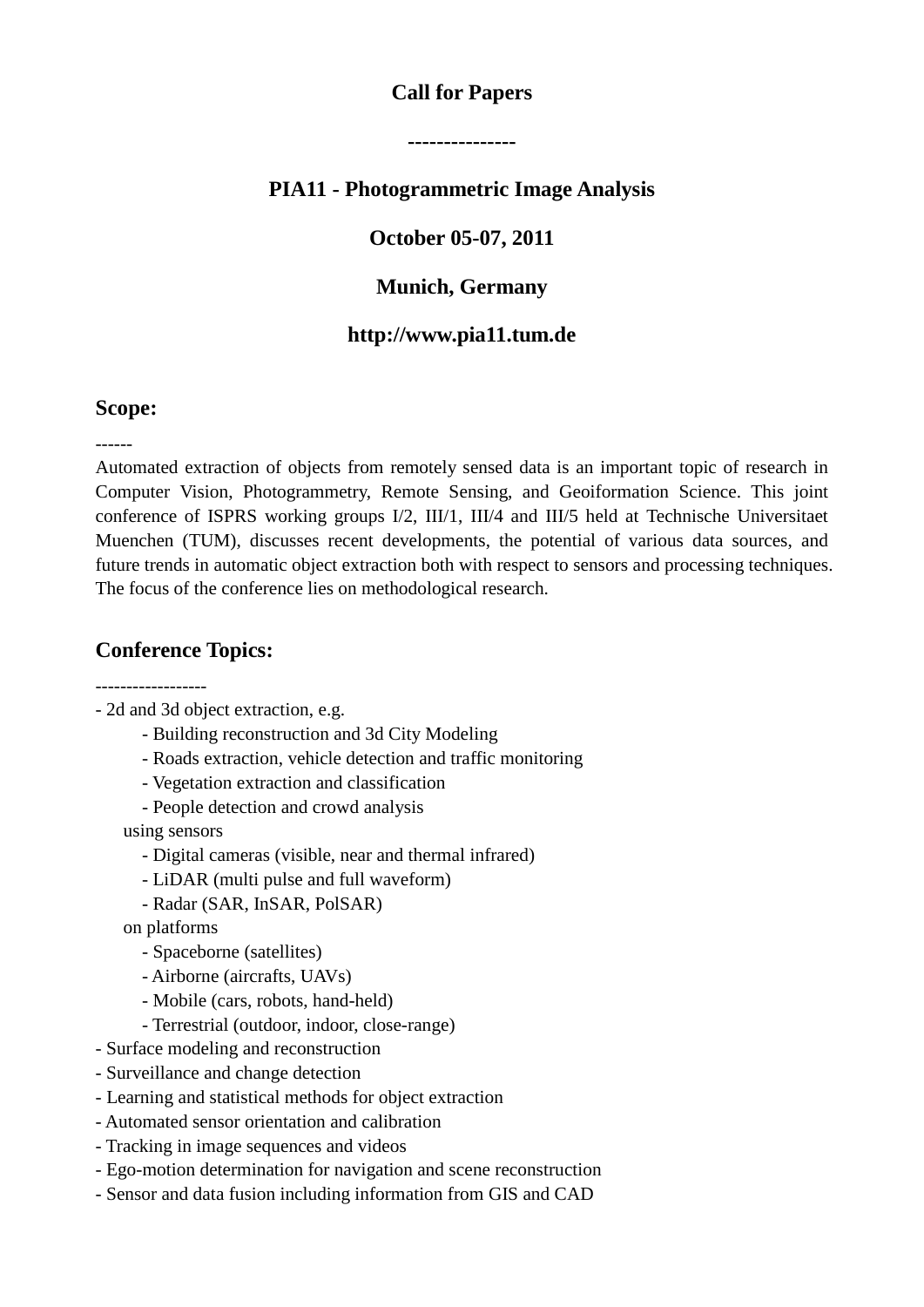**Call for Papers**

**---------------**

# PIA11 - Photogrammetric Image Analysis

**October 05-07, 2011**

**Munich, Germany**

**http://www.pia11.tum.de**

## Scope:

------

Automated extraction of objects from remotely sensed data is an important topic of research in Computer Vision, Photogrammetry, Remote Sensing, and Geoinformation Science. This joint conference of ISPRS working groups I/2, III/1, III/4 and III/5 held at Technische Universitaet Muenchen (TUM), discusses recent developments, the potential of various data sources, and future trends in automatic object extraction both with respect to sensors and processing techniques. The focus of the conference lies on methodological research.

## Conference Topics:

------------------

- 2d and 3d object extraction, e.g.
    - Building reconstruction and 3d City Modeling
    - Roads extraction, vehicle detection and traffic monitoring
    - Vegetation extraction and classification
    - People detection and crowd analysis

  using sensors
    - Digital cameras (visible, near and thermal infrared)
    - LiDAR (multi pulse and full waveform)
    - Radar (SAR, InSAR, PolSAR)

  on platforms
    - Spaceborne (satellites)
    - Airborne (aircrafts, UAVs)
    - Mobile (cars, robots, hand-held)
    - Terrestrial (outdoor, indoor, close-range)
- Surface modeling and reconstruction
- Surveillance and change detection
- Learning and statistical methods for object extraction
- Automated sensor orientation and calibration
- Tracking in image sequences and videos
- Ego-motion determination for navigation and scene reconstruction
- Sensor and data fusion including information from GIS and CAD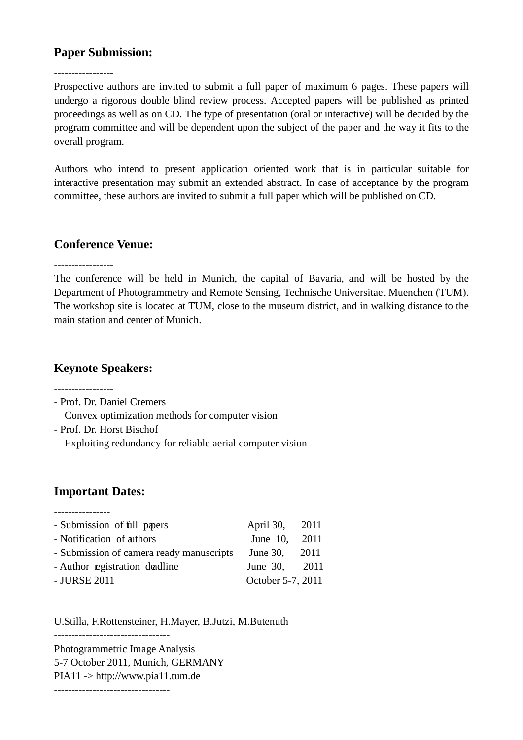## Paper Submission:

-----------------
Prospective authors are invited to submit a full paper of maximum 6 pages. These papers will undergo a rigorous double blind review process. Accepted papers will be published as printed proceedings as well as on CD. The type of presentation (oral or interactive) will be decided by the program committee and will be dependent upon the subject of the paper and the way it fits to the overall program.

Authors who intend to present application oriented work that is in particular suitable for interactive presentation may submit an extended abstract. In case of acceptance by the program committee, these authors are invited to submit a full paper which will be published on CD.

## Conference Venue:

-----------------
The conference will be held in Munich, the capital of Bavaria, and will be hosted by the Department of Photogrammetry and Remote Sensing, Technische Universitaet Muenchen (TUM). The workshop site is located at TUM, close to the museum district, and in walking distance to the main station and center of Munich.

## Keynote Speakers:

-----------------
- Prof. Dr. Daniel Cremers
  Convex optimization methods for computer vision
- Prof. Dr. Horst Bischof
  Exploiting redundancy for reliable aerial computer vision

## Important Dates:

----------------

| | |
|---|---|
| - Submission of full papers | April 30, 2011 |
| - Notification of authors | June 10, 2011 |
| - Submission of camera ready manuscripts | June 30, 2011 |
| - Author registration deadline | June 30, 2011 |
| - JURSE 2011 | October 5-7, 2011 |

U.Stilla, F.Rottensteiner, H.Mayer, B.Jutzi, M.Butenuth
---------------------------------
Photogrammetric Image Analysis
5-7 October 2011, Munich, GERMANY
PIA11 -> http://www.pia11.tum.de
---------------------------------